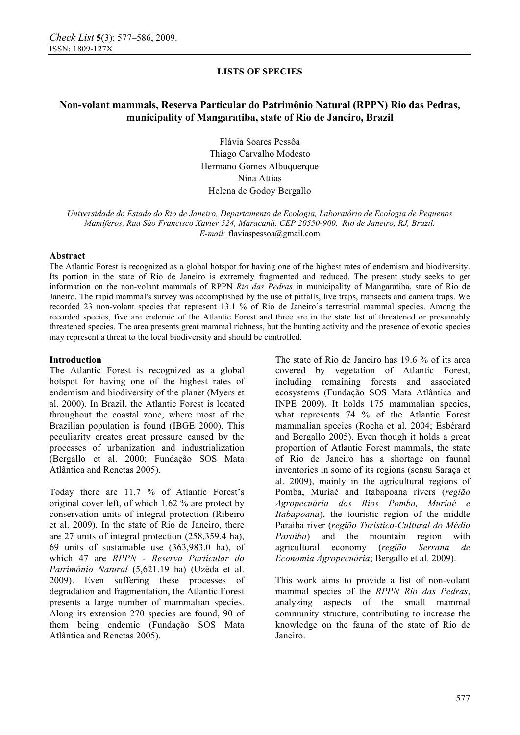**LISTS OF SPECIES**

# Non-volant mammals, Reserva Particular do Patrimônio Natural (RPPN) Rio das Pedras, municipality of Mangaratiba, state of Rio de Janeiro, Brazil

Flávia Soares Pessôa
Thiago Carvalho Modesto
Hermano Gomes Albuquerque
Nina Attias
Helena de Godoy Bergallo

*Universidade do Estado do Rio de Janeiro, Departamento de Ecologia, Laboratório de Ecologia de Pequenos Mamíferos. Rua São Francisco Xavier 524, Maracanã. CEP 20550-900. Rio de Janeiro, RJ, Brazil.*
*E-mail:* flaviaspessoa@gmail.com

## Abstract

The Atlantic Forest is recognized as a global hotspot for having one of the highest rates of endemism and biodiversity. Its portion in the state of Rio de Janeiro is extremely fragmented and reduced. The present study seeks to get information on the non-volant mammals of RPPN *Rio das Pedras* in municipality of Mangaratiba, state of Rio de Janeiro. The rapid mammal's survey was accomplished by the use of pitfalls, live traps, transects and camera traps. We recorded 23 non-volant species that represent 13.1 % of Rio de Janeiro's terrestrial mammal species. Among the recorded species, five are endemic of the Atlantic Forest and three are in the state list of threatened or presumably threatened species. The area presents great mammal richness, but the hunting activity and the presence of exotic species may represent a threat to the local biodiversity and should be controlled.

## Introduction

The Atlantic Forest is recognized as a global hotspot for having one of the highest rates of endemism and biodiversity of the planet (Myers et al. 2000). In Brazil, the Atlantic Forest is located throughout the coastal zone, where most of the Brazilian population is found (IBGE 2000). This peculiarity creates great pressure caused by the processes of urbanization and industrialization (Bergallo et al. 2000; Fundação SOS Mata Atlântica and Renctas 2005).

Today there are 11.7 % of Atlantic Forest's original cover left, of which 1.62 % are protect by conservation units of integral protection (Ribeiro et al. 2009). In the state of Rio de Janeiro, there are 27 units of integral protection (258,359.4 ha), 69 units of sustainable use (363,983.0 ha), of which 47 are *RPPN* - *Reserva Particular do Patrimônio Natural* (5,621.19 ha) (Uzêda et al. 2009). Even suffering these processes of degradation and fragmentation, the Atlantic Forest presents a large number of mammalian species. Along its extension 270 species are found, 90 of them being endemic (Fundação SOS Mata Atlântica and Renctas 2005).

The state of Rio de Janeiro has 19.6 % of its area covered by vegetation of Atlantic Forest, including remaining forests and associated ecosystems (Fundação SOS Mata Atlântica and INPE 2009). It holds 175 mammalian species, what represents 74 % of the Atlantic Forest mammalian species (Rocha et al. 2004; Esbérard and Bergallo 2005). Even though it holds a great proportion of Atlantic Forest mammals, the state of Rio de Janeiro has a shortage on faunal inventories in some of its regions (sensu Saraça et al. 2009), mainly in the agricultural regions of Pomba, Muriaé and Itabapoana rivers (*região Agropecuária dos Rios Pomba, Muriaé e Itabapoana*), the touristic region of the middle Paraíba river (*região Turístico-Cultural do Médio Paraíba*) and the mountain region with agricultural economy (*região Serrana de Economia Agropecuária*; Bergallo et al. 2009).

This work aims to provide a list of non-volant mammal species of the *RPPN Rio das Pedras*, analyzing aspects of the small mammal community structure, contributing to increase the knowledge on the fauna of the state of Rio de Janeiro.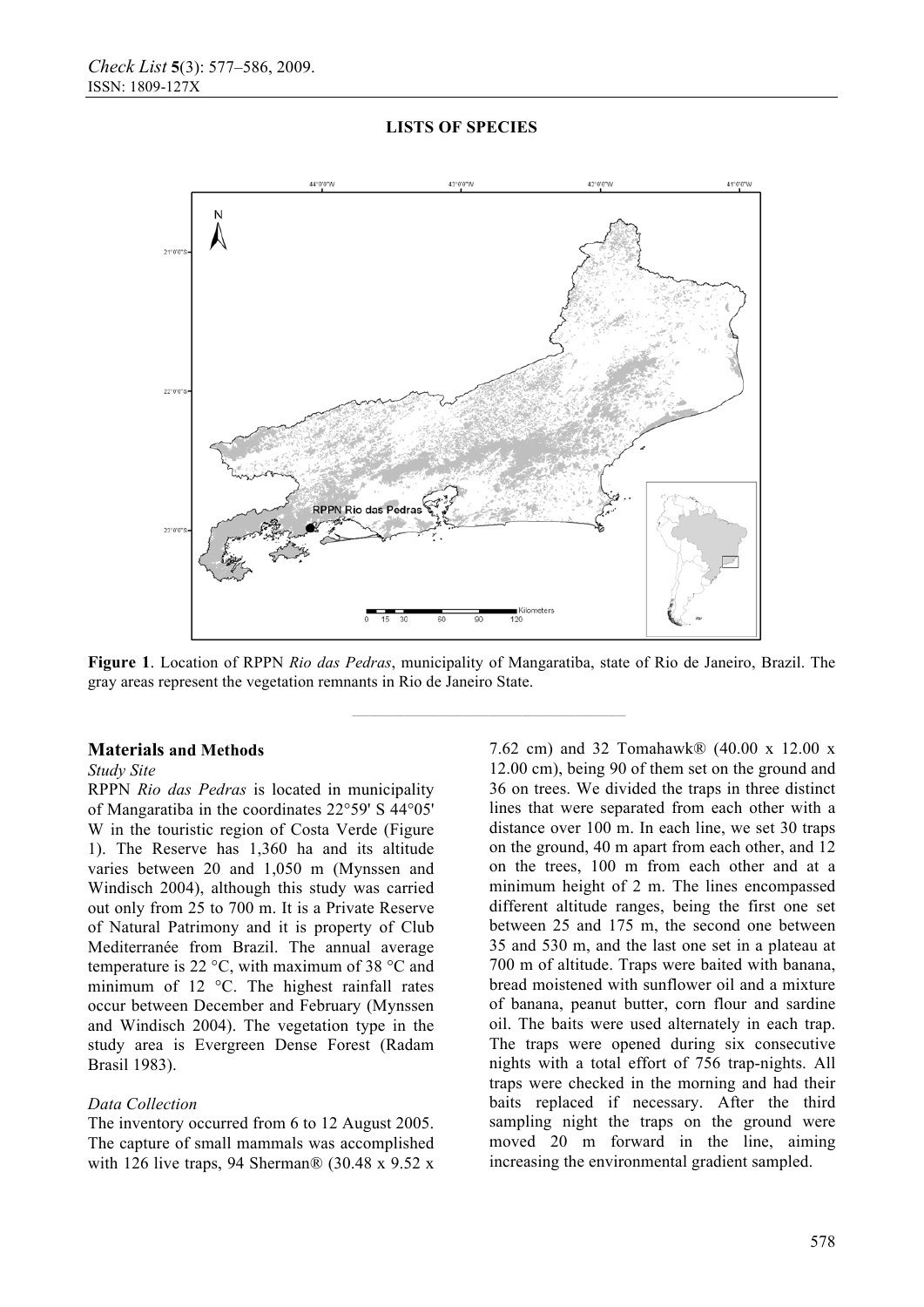LISTS OF SPECIES

**Figure 1**. Location of RPPN *Rio das Pedras*, municipality of Mangaratiba, state of Rio de Janeiro, Brazil. The gray areas represent the vegetation remnants in Rio de Janeiro State.

## Materials and Methods

*Study Site*

RPPN *Rio das Pedras* is located in municipality of Mangaratiba in the coordinates 22°59' S 44°05' W in the touristic region of Costa Verde (Figure 1). The Reserve has 1,360 ha and its altitude varies between 20 and 1,050 m (Mynssen and Windisch 2004), although this study was carried out only from 25 to 700 m. It is a Private Reserve of Natural Patrimony and it is property of Club Mediterranée from Brazil. The annual average temperature is 22 °C, with maximum of 38 °C and minimum of 12 °C. The highest rainfall rates occur between December and February (Mynssen and Windisch 2004). The vegetation type in the study area is Evergreen Dense Forest (Radam Brasil 1983).

*Data Collection*

The inventory occurred from 6 to 12 August 2005. The capture of small mammals was accomplished with 126 live traps, 94 Sherman® (30.48 x 9.52 x 7.62 cm) and 32 Tomahawk® (40.00 x 12.00 x 12.00 cm), being 90 of them set on the ground and 36 on trees. We divided the traps in three distinct lines that were separated from each other with a distance over 100 m. In each line, we set 30 traps on the ground, 40 m apart from each other, and 12 on the trees, 100 m from each other and at a minimum height of 2 m. The lines encompassed different altitude ranges, being the first one set between 25 and 175 m, the second one between 35 and 530 m, and the last one set in a plateau at 700 m of altitude. Traps were baited with banana, bread moistened with sunflower oil and a mixture of banana, peanut butter, corn flour and sardine oil. The baits were used alternately in each trap. The traps were opened during six consecutive nights with a total effort of 756 trap-nights. All traps were checked in the morning and had their baits replaced if necessary. After the third sampling night the traps on the ground were moved 20 m forward in the line, aiming increasing the environmental gradient sampled.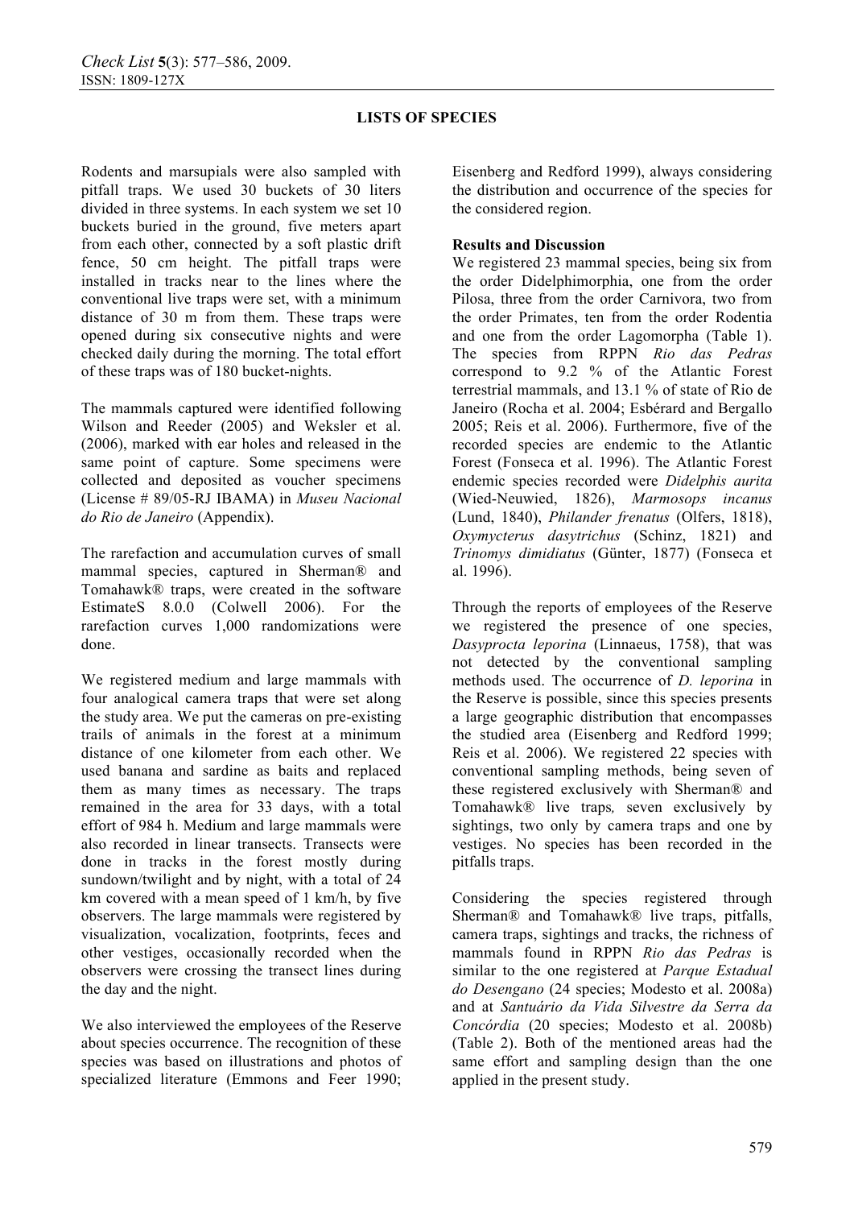Rodents and marsupials were also sampled with pitfall traps. We used 30 buckets of 30 liters divided in three systems. In each system we set 10 buckets buried in the ground, five meters apart from each other, connected by a soft plastic drift fence, 50 cm height. The pitfall traps were installed in tracks near to the lines where the conventional live traps were set, with a minimum distance of 30 m from them. These traps were opened during six consecutive nights and were checked daily during the morning. The total effort of these traps was of 180 bucket-nights.

The mammals captured were identified following Wilson and Reeder (2005) and Weksler et al. (2006), marked with ear holes and released in the same point of capture. Some specimens were collected and deposited as voucher specimens (License # 89/05-RJ IBAMA) in *Museu Nacional do Rio de Janeiro* (Appendix).

The rarefaction and accumulation curves of small mammal species, captured in Sherman® and Tomahawk® traps, were created in the software EstimateS 8.0.0 (Colwell 2006). For the rarefaction curves 1,000 randomizations were done.

We registered medium and large mammals with four analogical camera traps that were set along the study area. We put the cameras on pre-existing trails of animals in the forest at a minimum distance of one kilometer from each other. We used banana and sardine as baits and replaced them as many times as necessary. The traps remained in the area for 33 days, with a total effort of 984 h. Medium and large mammals were also recorded in linear transects. Transects were done in tracks in the forest mostly during sundown/twilight and by night, with a total of 24 km covered with a mean speed of 1 km/h, by five observers. The large mammals were registered by visualization, vocalization, footprints, feces and other vestiges, occasionally recorded when the observers were crossing the transect lines during the day and the night.

We also interviewed the employees of the Reserve about species occurrence. The recognition of these species was based on illustrations and photos of specialized literature (Emmons and Feer 1990; Eisenberg and Redford 1999), always considering the distribution and occurrence of the species for the considered region.

**Results and Discussion**

We registered 23 mammal species, being six from the order Didelphimorphia, one from the order Pilosa, three from the order Carnivora, two from the order Primates, ten from the order Rodentia and one from the order Lagomorpha (Table 1). The species from RPPN *Rio das Pedras* correspond to 9.2 % of the Atlantic Forest terrestrial mammals, and 13.1 % of state of Rio de Janeiro (Rocha et al. 2004; Esbérard and Bergallo 2005; Reis et al. 2006). Furthermore, five of the recorded species are endemic to the Atlantic Forest (Fonseca et al. 1996). The Atlantic Forest endemic species recorded were *Didelphis aurita* (Wied-Neuwied, 1826), *Marmosops incanus* (Lund, 1840), *Philander frenatus* (Olfers, 1818), *Oxymycterus dasytrichus* (Schinz, 1821) and *Trinomys dimidiatus* (Günter, 1877) (Fonseca et al. 1996).

Through the reports of employees of the Reserve we registered the presence of one species, *Dasyprocta leporina* (Linnaeus, 1758), that was not detected by the conventional sampling methods used. The occurrence of *D. leporina* in the Reserve is possible, since this species presents a large geographic distribution that encompasses the studied area (Eisenberg and Redford 1999; Reis et al. 2006). We registered 22 species with conventional sampling methods, being seven of these registered exclusively with Sherman® and Tomahawk® live traps, seven exclusively by sightings, two only by camera traps and one by vestiges. No species has been recorded in the pitfalls traps.

Considering the species registered through Sherman® and Tomahawk® live traps, pitfalls, camera traps, sightings and tracks, the richness of mammals found in RPPN *Rio das Pedras* is similar to the one registered at *Parque Estadual do Desengano* (24 species; Modesto et al. 2008a) and at *Santuário da Vida Silvestre da Serra da Concórdia* (20 species; Modesto et al. 2008b) (Table 2). Both of the mentioned areas had the same effort and sampling design than the one applied in the present study.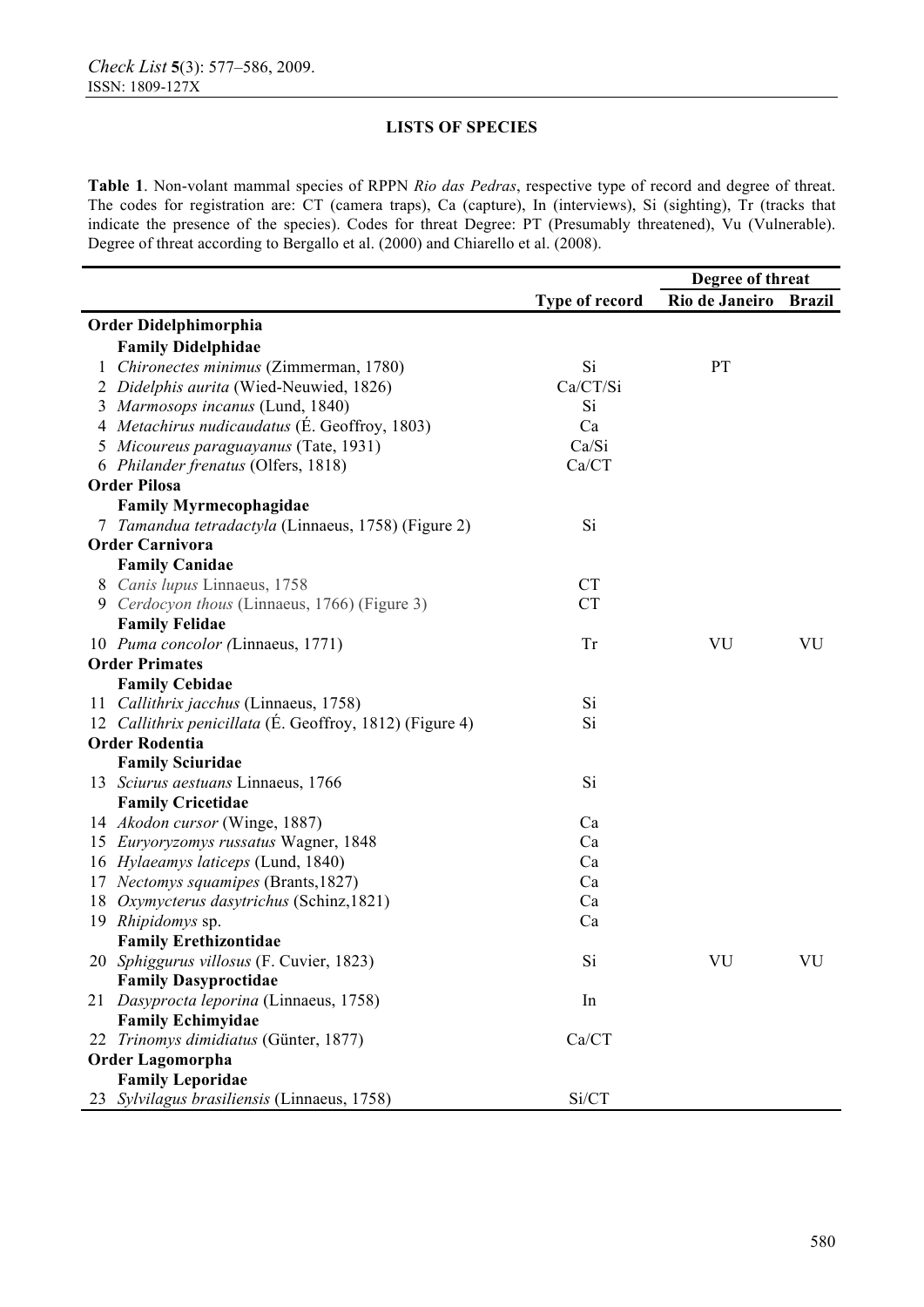**LISTS OF SPECIES**

**Table 1**. Non-volant mammal species of RPPN *Rio das Pedras*, respective type of record and degree of threat. The codes for registration are: CT (camera traps), Ca (capture), In (interviews), Si (sighting), Tr (tracks that indicate the presence of the species). Codes for threat Degree: PT (Presumably threatened), Vu (Vulnerable). Degree of threat according to Bergallo et al. (2000) and Chiarello et al. (2008).

| | | Type of record | Degree of threat | |
|---|---|---|---|---|
| | | | Rio de Janeiro | Brazil |
| | **Order Didelphimorphia** | | | |
| | **Family Didelphidae** | | | |
| 1 | *Chironectes minimus* (Zimmerman, 1780) | Si | PT | |
| 2 | *Didelphis aurita* (Wied-Neuwied, 1826) | Ca/CT/Si | | |
| 3 | *Marmosops incanus* (Lund, 1840) | Si | | |
| 4 | *Metachirus nudicaudatus* (É. Geoffroy, 1803) | Ca | | |
| 5 | *Micoureus paraguayanus* (Tate, 1931) | Ca/Si | | |
| 6 | *Philander frenatus* (Olfers, 1818) | Ca/CT | | |
| | **Order Pilosa** | | | |
| | **Family Myrmecophagidae** | | | |
| 7 | *Tamandua tetradactyla* (Linnaeus, 1758) (Figure 2) | Si | | |
| | **Order Carnivora** | | | |
| | **Family Canidae** | | | |
| 8 | *Canis lupus* Linnaeus, 1758 | CT | | |
| 9 | *Cerdocyon thous* (Linnaeus, 1766) (Figure 3) | CT | | |
| | **Family Felidae** | | | |
| 10 | *Puma concolor (*Linnaeus, 1771) | Tr | VU | VU |
| | **Order Primates** | | | |
| | **Family Cebidae** | | | |
| 11 | *Callithrix jacchus* (Linnaeus, 1758) | Si | | |
| 12 | *Callithrix penicillata* (É. Geoffroy, 1812) (Figure 4) | Si | | |
| | **Order Rodentia** | | | |
| | **Family Sciuridae** | | | |
| 13 | *Sciurus aestuans* Linnaeus, 1766 | Si | | |
| | **Family Cricetidae** | | | |
| 14 | *Akodon cursor* (Winge, 1887) | Ca | | |
| 15 | *Euryoryzomys russatus* Wagner, 1848 | Ca | | |
| 16 | *Hylaeamys laticeps* (Lund, 1840) | Ca | | |
| 17 | *Nectomys squamipes* (Brants,1827) | Ca | | |
| 18 | *Oxymycterus dasytrichus* (Schinz,1821) | Ca | | |
| 19 | *Rhipidomys* sp. | Ca | | |
| | **Family Erethizontidae** | | | |
| 20 | *Sphiggurus villosus* (F. Cuvier, 1823) | Si | VU | VU |
| | **Family Dasyproctidae** | | | |
| 21 | *Dasyprocta leporina* (Linnaeus, 1758) | In | | |
| | **Family Echimyidae** | | | |
| 22 | *Trinomys dimidiatus* (Günter, 1877) | Ca/CT | | |
| | **Order Lagomorpha** | | | |
| | **Family Leporidae** | | | |
| 23 | *Sylvilagus brasiliensis* (Linnaeus, 1758) | Si/CT | | |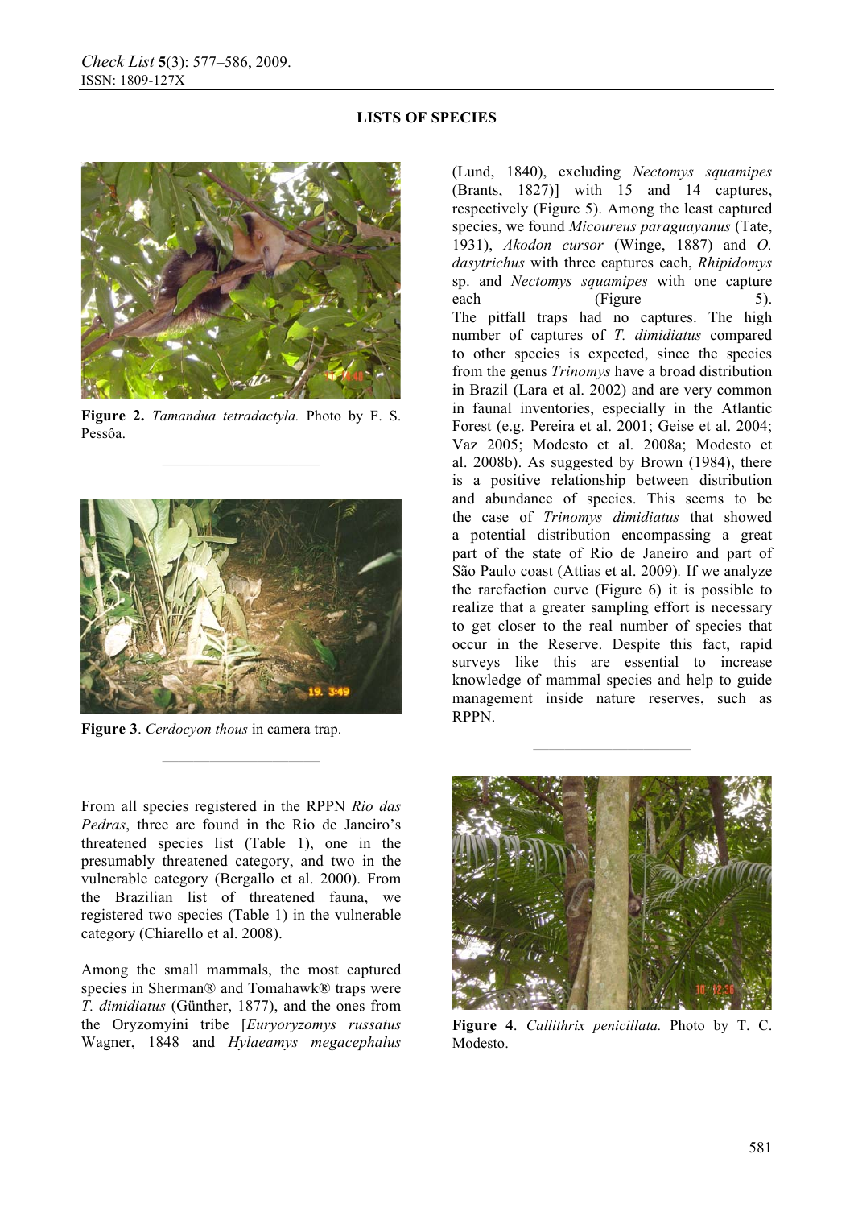Figure 2. *Tamandua tetradactyla.* Photo by F. S. Pessôa.

Figure 3. *Cerdocyon thous* in camera trap.

From all species registered in the RPPN *Rio das Pedras*, three are found in the Rio de Janeiro's threatened species list (Table 1), one in the presumably threatened category, and two in the vulnerable category (Bergallo et al. 2000). From the Brazilian list of threatened fauna, we registered two species (Table 1) in the vulnerable category (Chiarello et al. 2008).

Among the small mammals, the most captured species in Sherman® and Tomahawk® traps were *T. dimidiatus* (Günther, 1877), and the ones from the Oryzomyini tribe [*Euryoryzomys russatus* Wagner, 1848 and *Hylaeamys megacephalus* (Lund, 1840), excluding *Nectomys squamipes* (Brants, 1827)] with 15 and 14 captures, respectively (Figure 5). Among the least captured species, we found *Micoureus paraguayanus* (Tate, 1931), *Akodon cursor* (Winge, 1887) and *O. dasytrichus* with three captures each, *Rhipidomys* sp. and *Nectomys squamipes* with one capture each (Figure 5). The pitfall traps had no captures. The high number of captures of *T. dimidiatus* compared to other species is expected, since the species from the genus *Trinomys* have a broad distribution in Brazil (Lara et al. 2002) and are very common in faunal inventories, especially in the Atlantic Forest (e.g. Pereira et al. 2001; Geise et al. 2004; Vaz 2005; Modesto et al. 2008a; Modesto et al. 2008b). As suggested by Brown (1984), there is a positive relationship between distribution and abundance of species. This seems to be the case of *Trinomys dimidiatus* that showed a potential distribution encompassing a great part of the state of Rio de Janeiro and part of São Paulo coast (Attias et al. 2009). If we analyze the rarefaction curve (Figure 6) it is possible to realize that a greater sampling effort is necessary to get closer to the real number of species that occur in the Reserve. Despite this fact, rapid surveys like this are essential to increase knowledge of mammal species and help to guide management inside nature reserves, such as RPPN.

Figure 4. *Callithrix penicillata.* Photo by T. C. Modesto.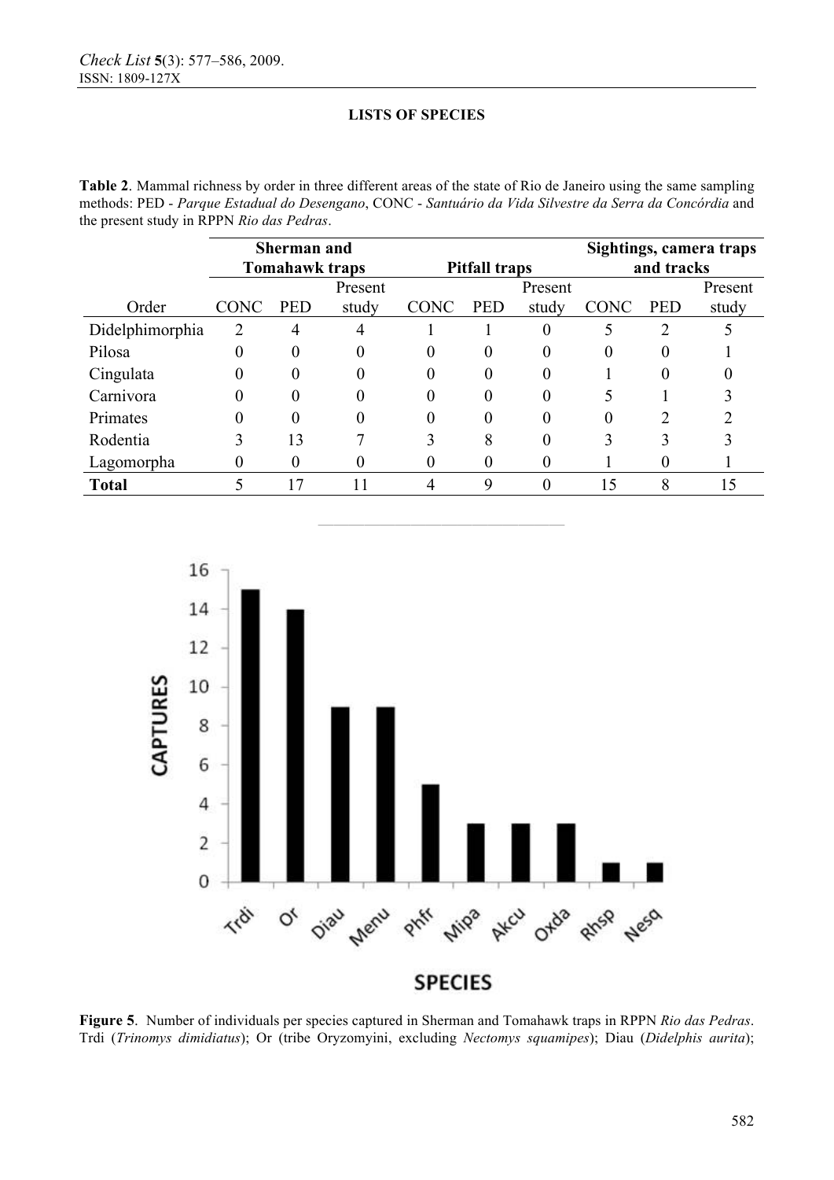**LISTS OF SPECIES**

**Table 2**. Mammal richness by order in three different areas of the state of Rio de Janeiro using the same sampling methods: PED - *Parque Estadual do Desengano*, CONC - *Santuário da Vida Silvestre da Serra da Concórdia* and the present study in RPPN *Rio das Pedras*.

| | **Sherman and Tomahawk traps** | | | **Pitfall traps** | | | **Sightings, camera traps and tracks** | | |
|---|---|---|---|---|---|---|---|---|---|
| Order | CONC | PED | Present study | CONC | PED | Present study | CONC | PED | Present study |
| Didelphimorphia | 2 | 4 | 4 | 1 | 1 | 0 | 5 | 2 | 5 |
| Pilosa | 0 | 0 | 0 | 0 | 0 | 0 | 0 | 0 | 1 |
| Cingulata | 0 | 0 | 0 | 0 | 0 | 0 | 1 | 0 | 0 |
| Carnivora | 0 | 0 | 0 | 0 | 0 | 0 | 5 | 1 | 3 |
| Primates | 0 | 0 | 0 | 0 | 0 | 0 | 0 | 2 | 2 |
| Rodentia | 3 | 13 | 7 | 3 | 8 | 0 | 3 | 3 | 3 |
| Lagomorpha | 0 | 0 | 0 | 0 | 0 | 0 | 1 | 0 | 1 |
| **Total** | 5 | 17 | 11 | 4 | 9 | 0 | 15 | 8 | 15 |

**Figure 5**. Number of individuals per species captured in Sherman and Tomahawk traps in RPPN *Rio das Pedras*. Trdi (*Trinomys dimidiatus*); Or (tribe Oryzomyini, excluding *Nectomys squamipes*); Diau (*Didelphis aurita*);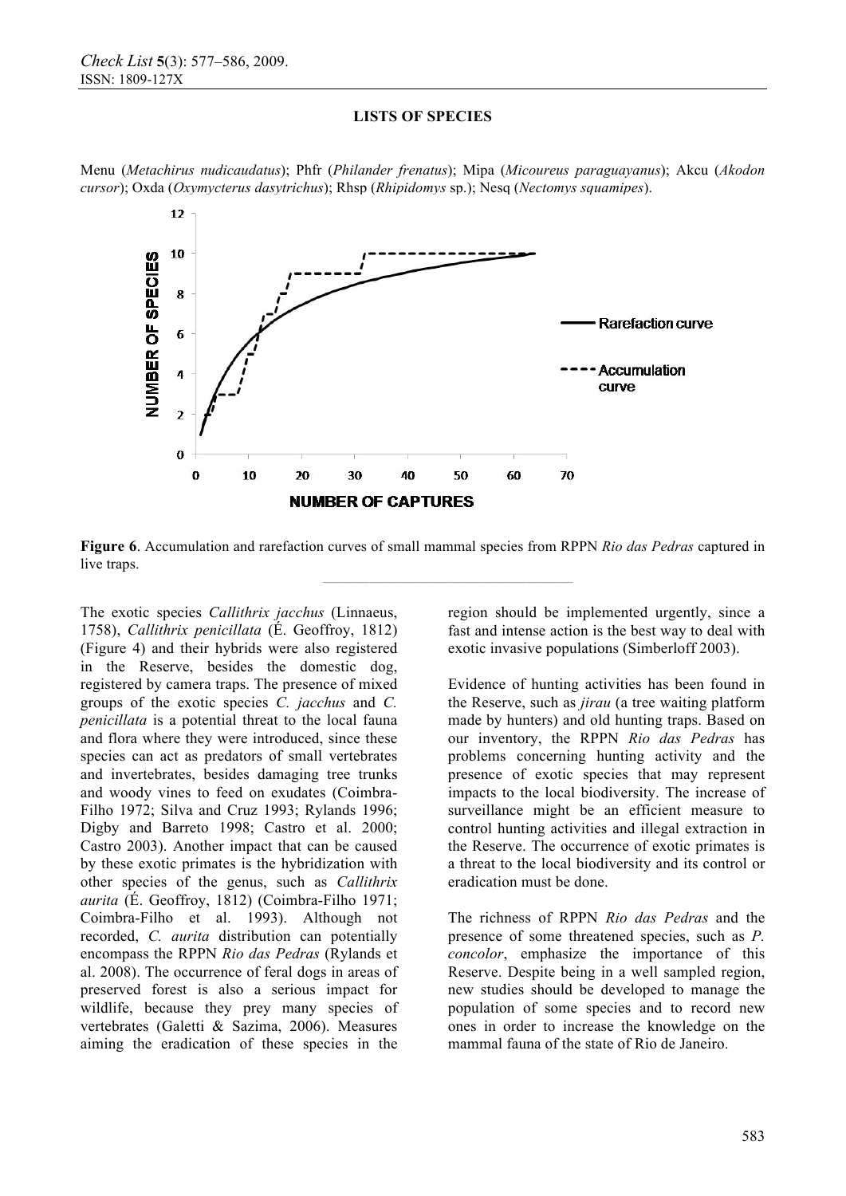Menu (*Metachirus nudicaudatus*); Phfr (*Philander frenatus*); Mipa (*Micoureus paraguayanus*); Akcu (*Akodon cursor*); Oxda (*Oxymycterus dasytrichus*); Rhsp (*Rhipidomys* sp.); Nesq (*Nectomys squamipes*).

**Figure 6**. Accumulation and rarefaction curves of small mammal species from RPPN *Rio das Pedras* captured in live traps.

The exotic species *Callithrix jacchus* (Linnaeus, 1758), *Callithrix penicillata* (É. Geoffroy, 1812) (Figure 4) and their hybrids were also registered in the Reserve, besides the domestic dog, registered by camera traps. The presence of mixed groups of the exotic species *C. jacchus* and *C. penicillata* is a potential threat to the local fauna and flora where they were introduced, since these species can act as predators of small vertebrates and invertebrates, besides damaging tree trunks and woody vines to feed on exudates (Coimbra-Filho 1972; Silva and Cruz 1993; Rylands 1996; Digby and Barreto 1998; Castro et al. 2000; Castro 2003). Another impact that can be caused by these exotic primates is the hybridization with other species of the genus, such as *Callithrix aurita* (É. Geoffroy, 1812) (Coimbra-Filho 1971; Coimbra-Filho et al. 1993). Although not recorded, *C. aurita* distribution can potentially encompass the RPPN *Rio das Pedras* (Rylands et al. 2008). The occurrence of feral dogs in areas of preserved forest is also a serious impact for wildlife, because they prey many species of vertebrates (Galetti & Sazima, 2006). Measures aiming the eradication of these species in the region should be implemented urgently, since a fast and intense action is the best way to deal with exotic invasive populations (Simberloff 2003).

Evidence of hunting activities has been found in the Reserve, such as *jirau* (a tree waiting platform made by hunters) and old hunting traps. Based on our inventory, the RPPN *Rio das Pedras* has problems concerning hunting activity and the presence of exotic species that may represent impacts to the local biodiversity. The increase of surveillance might be an efficient measure to control hunting activities and illegal extraction in the Reserve. The occurrence of exotic primates is a threat to the local biodiversity and its control or eradication must be done.

The richness of RPPN *Rio das Pedras* and the presence of some threatened species, such as *P. concolor*, emphasize the importance of this Reserve. Despite being in a well sampled region, new studies should be developed to manage the population of some species and to record new ones in order to increase the knowledge on the mammal fauna of the state of Rio de Janeiro.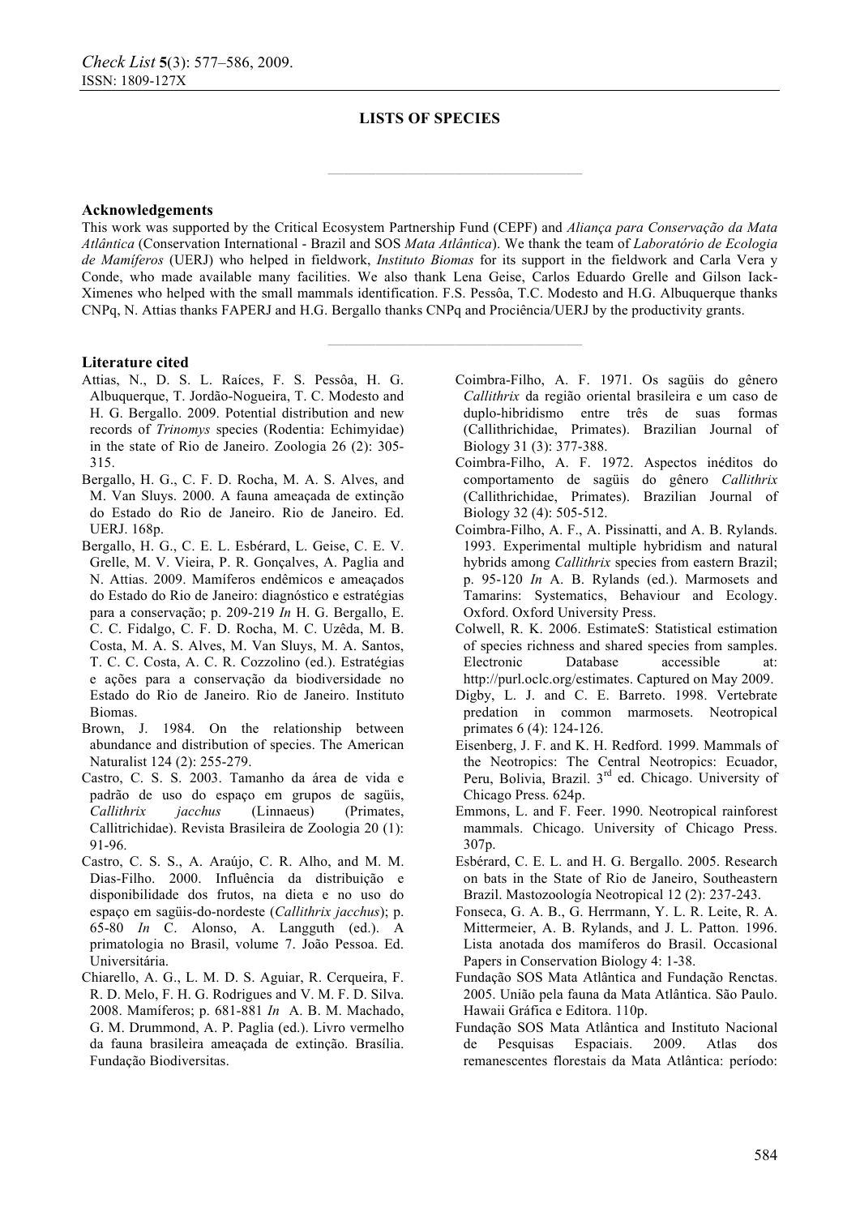## Acknowledgements

This work was supported by the Critical Ecosystem Partnership Fund (CEPF) and *Aliança para Conservação da Mata Atlântica* (Conservation International - Brazil and SOS *Mata Atlântica*). We thank the team of *Laboratório de Ecologia de Mamíferos* (UERJ) who helped in fieldwork, *Instituto Biomas* for its support in the fieldwork and Carla Vera y Conde, who made available many facilities. We also thank Lena Geise, Carlos Eduardo Grelle and Gilson Iack-Ximenes who helped with the small mammals identification. F.S. Pessôa, T.C. Modesto and H.G. Albuquerque thanks CNPq, N. Attias thanks FAPERJ and H.G. Bergallo thanks CNPq and Prociência/UERJ by the productivity grants.

## Literature cited

Attias, N., D. S. L. Raíces, F. S. Pessôa, H. G. Albuquerque, T. Jordão-Nogueira, T. C. Modesto and H. G. Bergallo. 2009. Potential distribution and new records of *Trinomys* species (Rodentia: Echimyidae) in the state of Rio de Janeiro. Zoologia 26 (2): 305-315.

Bergallo, H. G., C. F. D. Rocha, M. A. S. Alves, and M. Van Sluys. 2000. A fauna ameaçada de extinção do Estado do Rio de Janeiro. Rio de Janeiro. Ed. UERJ. 168p.

Bergallo, H. G., C. E. L. Esbérard, L. Geise, C. E. V. Grelle, M. V. Vieira, P. R. Gonçalves, A. Paglia and N. Attias. 2009. Mamíferos endêmicos e ameaçados do Estado do Rio de Janeiro: diagnóstico e estratégias para a conservação; p. 209-219 *In* H. G. Bergallo, E. C. C. Fidalgo, C. F. D. Rocha, M. C. Uzêda, M. B. Costa, M. A. S. Alves, M. Van Sluys, M. A. Santos, T. C. C. Costa, A. C. R. Cozzolino (ed.). Estratégias e ações para a conservação da biodiversidade no Estado do Rio de Janeiro. Rio de Janeiro. Instituto Biomas.

Brown, J. 1984. On the relationship between abundance and distribution of species. The American Naturalist 124 (2): 255-279.

Castro, C. S. S. 2003. Tamanho da área de vida e padrão de uso do espaço em grupos de sagüis, *Callithrix jacchus* (Linnaeus) (Primates, Callitrichidae). Revista Brasileira de Zoologia 20 (1): 91-96.

Castro, C. S. S., A. Araújo, C. R. Alho, and M. M. Dias-Filho. 2000. Influência da distribuição e disponibilidade dos frutos, na dieta e no uso do espaço em sagüis-do-nordeste (*Callithrix jacchus*); p. 65-80 *In* C. Alonso, A. Langguth (ed.). A primatologia no Brasil, volume 7. João Pessoa. Ed. Universitária.

Chiarello, A. G., L. M. D. S. Aguiar, R. Cerqueira, F. R. D. Melo, F. H. G. Rodrigues and V. M. F. D. Silva. 2008. Mamíferos; p. 681-881 *In* A. B. M. Machado, G. M. Drummond, A. P. Paglia (ed.). Livro vermelho da fauna brasileira ameaçada de extinção. Brasília. Fundação Biodiversitas.

Coimbra-Filho, A. F. 1971. Os sagüis do gênero *Callithrix* da região oriental brasileira e um caso de duplo-hibridismo entre três de suas formas (Callithrichidae, Primates). Brazilian Journal of Biology 31 (3): 377-388.

Coimbra-Filho, A. F. 1972. Aspectos inéditos do comportamento de sagüis do gênero *Callithrix* (Callithrichidae, Primates). Brazilian Journal of Biology 32 (4): 505-512.

Coimbra-Filho, A. F., A. Pissinatti, and A. B. Rylands. 1993. Experimental multiple hybridism and natural hybrids among *Callithrix* species from eastern Brazil; p. 95-120 *In* A. B. Rylands (ed.). Marmosets and Tamarins: Systematics, Behaviour and Ecology. Oxford. Oxford University Press.

Colwell, R. K. 2006. EstimateS: Statistical estimation of species richness and shared species from samples. Electronic Database accessible at: http://purl.oclc.org/estimates. Captured on May 2009.

Digby, L. J. and C. E. Barreto. 1998. Vertebrate predation in common marmosets. Neotropical primates 6 (4): 124-126.

Eisenberg, J. F. and K. H. Redford. 1999. Mammals of the Neotropics: The Central Neotropics: Ecuador, Peru, Bolivia, Brazil. 3rd ed. Chicago. University of Chicago Press. 624p.

Emmons, L. and F. Feer. 1990. Neotropical rainforest mammals. Chicago. University of Chicago Press. 307p.

Esbérard, C. E. L. and H. G. Bergallo. 2005. Research on bats in the State of Rio de Janeiro, Southeastern Brazil. Mastozoología Neotropical 12 (2): 237-243.

Fonseca, G. A. B., G. Herrmann, Y. L. R. Leite, R. A. Mittermeier, A. B. Rylands, and J. L. Patton. 1996. Lista anotada dos mamíferos do Brasil. Occasional Papers in Conservation Biology 4: 1-38.

Fundação SOS Mata Atlântica and Fundação Renctas. 2005. União pela fauna da Mata Atlântica. São Paulo. Hawaii Gráfica e Editora. 110p.

Fundação SOS Mata Atlântica and Instituto Nacional de Pesquisas Espaciais. 2009. Atlas dos remanescentes florestais da Mata Atlântica: período: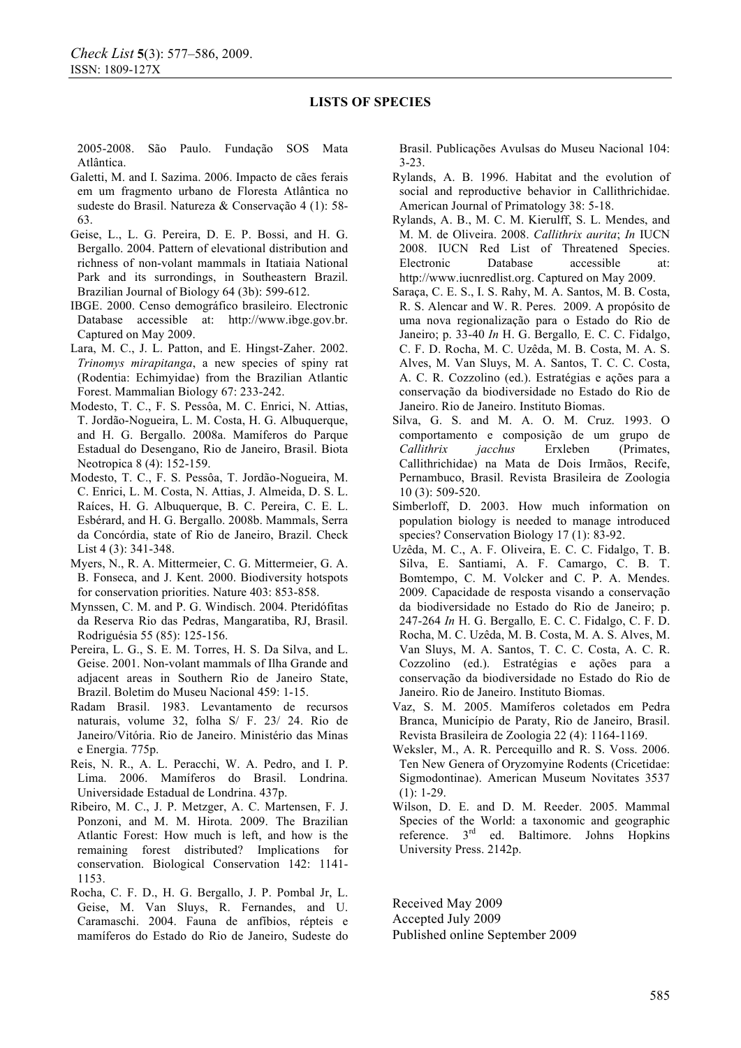2005-2008. São Paulo. Fundação SOS Mata Atlântica.

Galetti, M. and I. Sazima. 2006. Impacto de cães ferais em um fragmento urbano de Floresta Atlântica no sudeste do Brasil. Natureza & Conservação 4 (1): 58-63.

Geise, L., L. G. Pereira, D. E. P. Bossi, and H. G. Bergallo. 2004. Pattern of elevational distribution and richness of non-volant mammals in Itatiaia National Park and its surrondings, in Southeastern Brazil. Brazilian Journal of Biology 64 (3b): 599-612.

IBGE. 2000. Censo demográfico brasileiro. Electronic Database accessible at: http://www.ibge.gov.br. Captured on May 2009.

Lara, M. C., J. L. Patton, and E. Hingst-Zaher. 2002. *Trinomys mirapitanga*, a new species of spiny rat (Rodentia: Echimyidae) from the Brazilian Atlantic Forest. Mammalian Biology 67: 233-242.

Modesto, T. C., F. S. Pessôa, M. C. Enrici, N. Attias, T. Jordão-Nogueira, L. M. Costa, H. G. Albuquerque, and H. G. Bergallo. 2008a. Mamíferos do Parque Estadual do Desengano, Rio de Janeiro, Brasil. Biota Neotropica 8 (4): 152-159.

Modesto, T. C., F. S. Pessôa, T. Jordão-Nogueira, M. C. Enrici, L. M. Costa, N. Attias, J. Almeida, D. S. L. Raíces, H. G. Albuquerque, B. C. Pereira, C. E. L. Esbérard, and H. G. Bergallo. 2008b. Mammals, Serra da Concórdia, state of Rio de Janeiro, Brazil. Check List 4 (3): 341-348.

Myers, N., R. A. Mittermeier, C. G. Mittermeier, G. A. B. Fonseca, and J. Kent. 2000. Biodiversity hotspots for conservation priorities. Nature 403: 853-858.

Mynssen, C. M. and P. G. Windisch. 2004. Pteridófitas da Reserva Rio das Pedras, Mangaratiba, RJ, Brasil. Rodriguésia 55 (85): 125-156.

Pereira, L. G., S. E. M. Torres, H. S. Da Silva, and L. Geise. 2001. Non-volant mammals of Ilha Grande and adjacent areas in Southern Rio de Janeiro State, Brazil. Boletim do Museu Nacional 459: 1-15.

Radam Brasil. 1983. Levantamento de recursos naturais, volume 32, folha S/ F. 23/ 24. Rio de Janeiro/Vitória. Rio de Janeiro. Ministério das Minas e Energia. 775p.

Reis, N. R., A. L. Peracchi, W. A. Pedro, and I. P. Lima. 2006. Mamíferos do Brasil. Londrina. Universidade Estadual de Londrina. 437p.

Ribeiro, M. C., J. P. Metzger, A. C. Martensen, F. J. Ponzoni, and M. M. Hirota. 2009. The Brazilian Atlantic Forest: How much is left, and how is the remaining forest distributed? Implications for conservation. Biological Conservation 142: 1141-1153.

Rocha, C. F. D., H. G. Bergallo, J. P. Pombal Jr, L. Geise, M. Van Sluys, R. Fernandes, and U. Caramaschi. 2004. Fauna de anfíbios, répteis e mamíferos do Estado do Rio de Janeiro, Sudeste do Brasil. Publicações Avulsas do Museu Nacional 104: 3-23.

Rylands, A. B. 1996. Habitat and the evolution of social and reproductive behavior in Callithrichidae. American Journal of Primatology 38: 5-18.

Rylands, A. B., M. C. M. Kierulff, S. L. Mendes, and M. M. de Oliveira. 2008. *Callithrix aurita*; *In* IUCN 2008. IUCN Red List of Threatened Species. Electronic Database accessible at: http://www.iucnredlist.org. Captured on May 2009.

Saraça, C. E. S., I. S. Rahy, M. A. Santos, M. B. Costa, R. S. Alencar and W. R. Peres. 2009. A propósito de uma nova regionalização para o Estado do Rio de Janeiro; p. 33-40 *In* H. G. Bergallo*,* E. C. C. Fidalgo, C. F. D. Rocha, M. C. Uzêda, M. B. Costa, M. A. S. Alves, M. Van Sluys, M. A. Santos, T. C. C. Costa, A. C. R. Cozzolino (ed.). Estratégias e ações para a conservação da biodiversidade no Estado do Rio de Janeiro. Rio de Janeiro. Instituto Biomas.

Silva, G. S. and M. A. O. M. Cruz. 1993. O comportamento e composição de um grupo de *Callithrix jacchus* Erxleben (Primates, Callithrichidae) na Mata de Dois Irmãos, Recife, Pernambuco, Brasil. Revista Brasileira de Zoologia 10 (3): 509-520.

Simberloff, D. 2003. How much information on population biology is needed to manage introduced species? Conservation Biology 17 (1): 83-92.

Uzêda, M. C., A. F. Oliveira, E. C. C. Fidalgo, T. B. Silva, E. Santiami, A. F. Camargo, C. B. T. Bomtempo, C. M. Volcker and C. P. A. Mendes. 2009. Capacidade de resposta visando a conservação da biodiversidade no Estado do Rio de Janeiro; p. 247-264 *In* H. G. Bergallo*,* E. C. C. Fidalgo, C. F. D. Rocha, M. C. Uzêda, M. B. Costa, M. A. S. Alves, M. Van Sluys, M. A. Santos, T. C. C. Costa, A. C. R. Cozzolino (ed.). Estratégias e ações para a conservação da biodiversidade no Estado do Rio de Janeiro. Rio de Janeiro. Instituto Biomas.

Vaz, S. M. 2005. Mamíferos coletados em Pedra Branca, Município de Paraty, Rio de Janeiro, Brasil. Revista Brasileira de Zoologia 22 (4): 1164-1169.

Weksler, M., A. R. Percequillo and R. S. Voss. 2006. Ten New Genera of Oryzomyine Rodents (Cricetidae: Sigmodontinae). American Museum Novitates 3537 (1): 1-29.

Wilson, D. E. and D. M. Reeder. 2005. Mammal Species of the World: a taxonomic and geographic reference. 3rd ed. Baltimore. Johns Hopkins University Press. 2142p.

Received May 2009
Accepted July 2009
Published online September 2009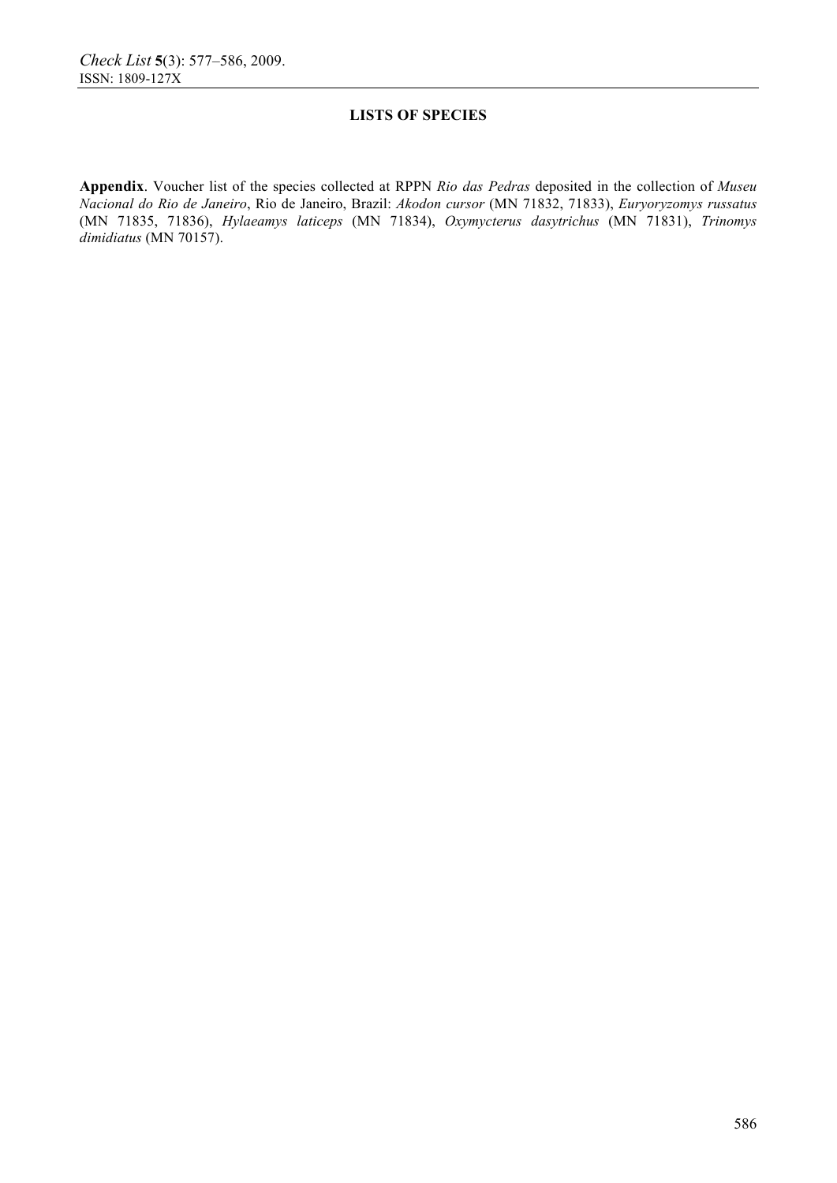## LISTS OF SPECIES

**Appendix**. Voucher list of the species collected at RPPN *Rio das Pedras* deposited in the collection of *Museu Nacional do Rio de Janeiro*, Rio de Janeiro, Brazil: *Akodon cursor* (MN 71832, 71833), *Euryoryzomys russatus* (MN 71835, 71836), *Hylaeamys laticeps* (MN 71834), *Oxymycterus dasytrichus* (MN 71831), *Trinomys dimidiatus* (MN 70157).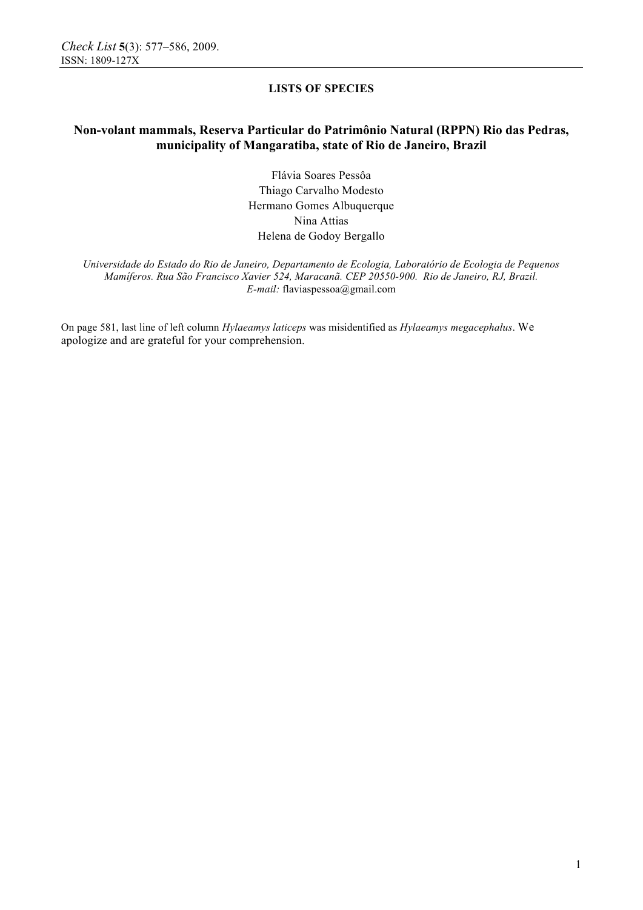**LISTS OF SPECIES**

# Non-volant mammals, Reserva Particular do Patrimônio Natural (RPPN) Rio das Pedras, municipality of Mangaratiba, state of Rio de Janeiro, Brazil

Flávia Soares Pessôa
Thiago Carvalho Modesto
Hermano Gomes Albuquerque
Nina Attias
Helena de Godoy Bergallo

*Universidade do Estado do Rio de Janeiro, Departamento de Ecologia, Laboratório de Ecologia de Pequenos Mamíferos. Rua São Francisco Xavier 524, Maracanã. CEP 20550-900. Rio de Janeiro, RJ, Brazil.*
*E-mail:* flaviaspessoa@gmail.com

On page 581, last line of left column *Hylaeamys laticeps* was misidentified as *Hylaeamys megacephalus*. We apologize and are grateful for your comprehension.